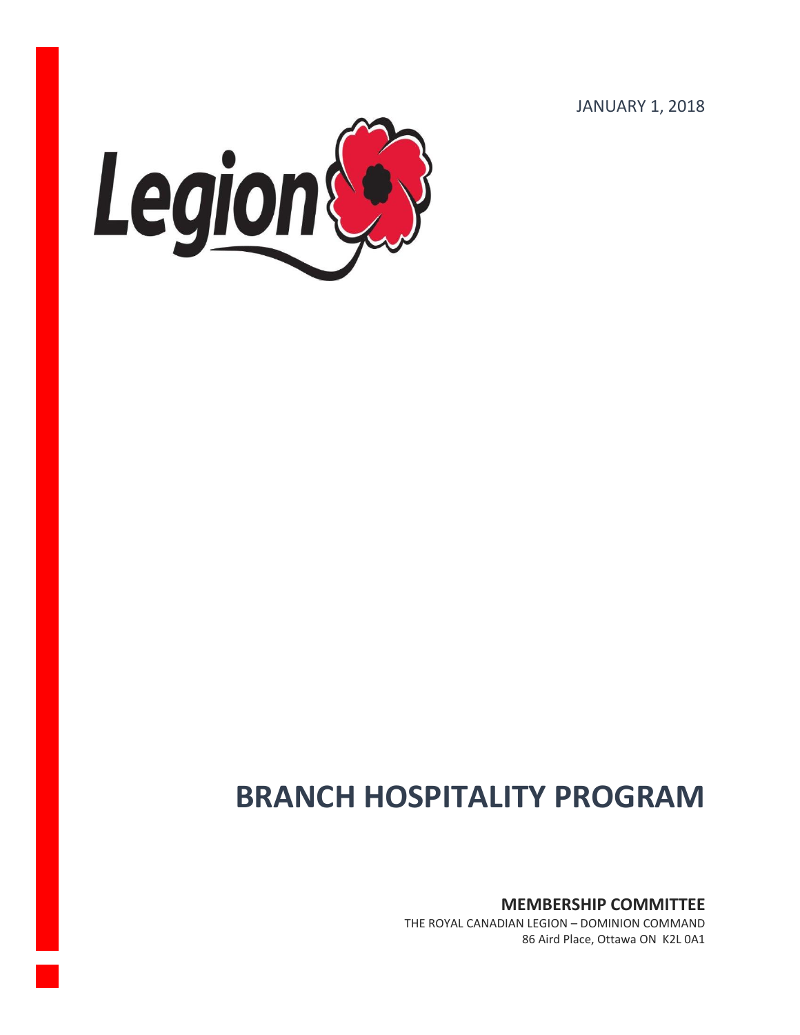JANUARY 1, 2018

Legion

# BRANCH HOSPITALITY PROGRAM

**MEMBERSHIP COMMITTEE**

THE ROYAL CANADIAN LEGION – DOMINION COMMAND

86 Aird Place, Ottawa ON K2L 0A1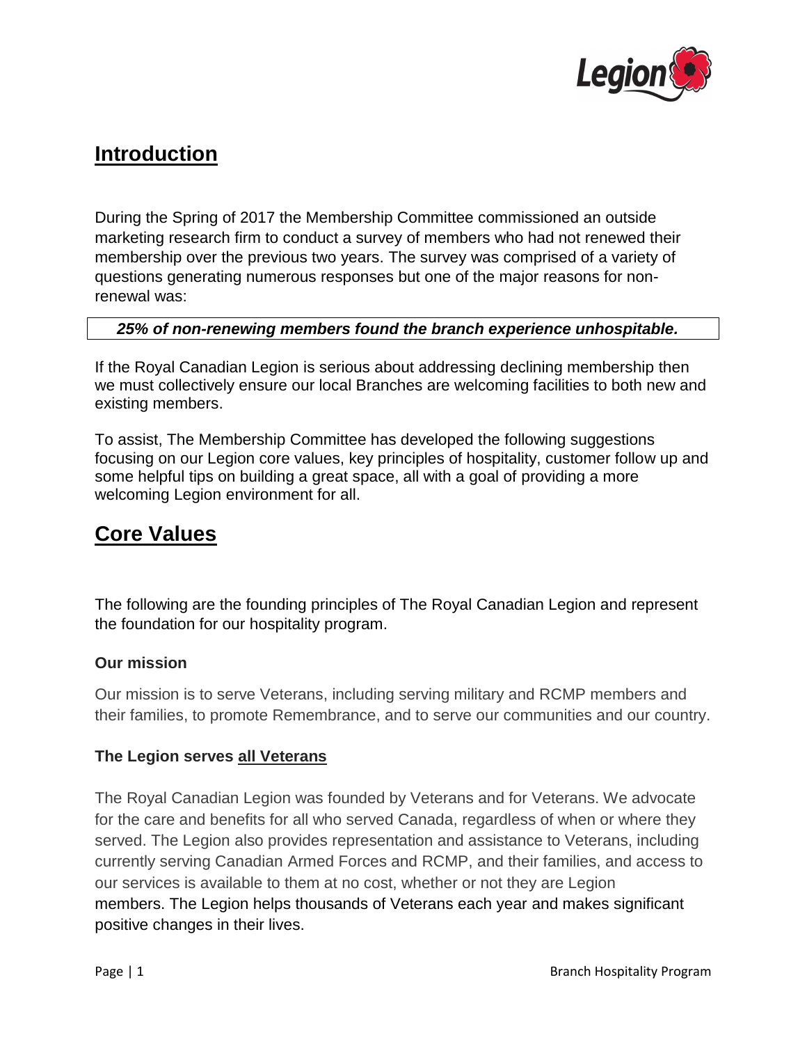## Introduction

During the Spring of 2017 the Membership Committee commissioned an outside marketing research firm to conduct a survey of members who had not renewed their membership over the previous two years. The survey was comprised of a variety of questions generating numerous responses but one of the major reasons for non-renewal was:

***25% of non-renewing members found the branch experience unhospitable.***

If the Royal Canadian Legion is serious about addressing declining membership then we must collectively ensure our local Branches are welcoming facilities to both new and existing members.

To assist, The Membership Committee has developed the following suggestions focusing on our Legion core values, key principles of hospitality, customer follow up and some helpful tips on building a great space, all with a goal of providing a more welcoming Legion environment for all.

## Core Values

The following are the founding principles of The Royal Canadian Legion and represent the foundation for our hospitality program.

### Our mission

Our mission is to serve Veterans, including serving military and RCMP members and their families, to promote Remembrance, and to serve our communities and our country.

### The Legion serves all Veterans

The Royal Canadian Legion was founded by Veterans and for Veterans. We advocate for the care and benefits for all who served Canada, regardless of when or where they served. The Legion also provides representation and assistance to Veterans, including currently serving Canadian Armed Forces and RCMP, and their families, and access to our services is available to them at no cost, whether or not they are Legion members. The Legion helps thousands of Veterans each year and makes significant positive changes in their lives.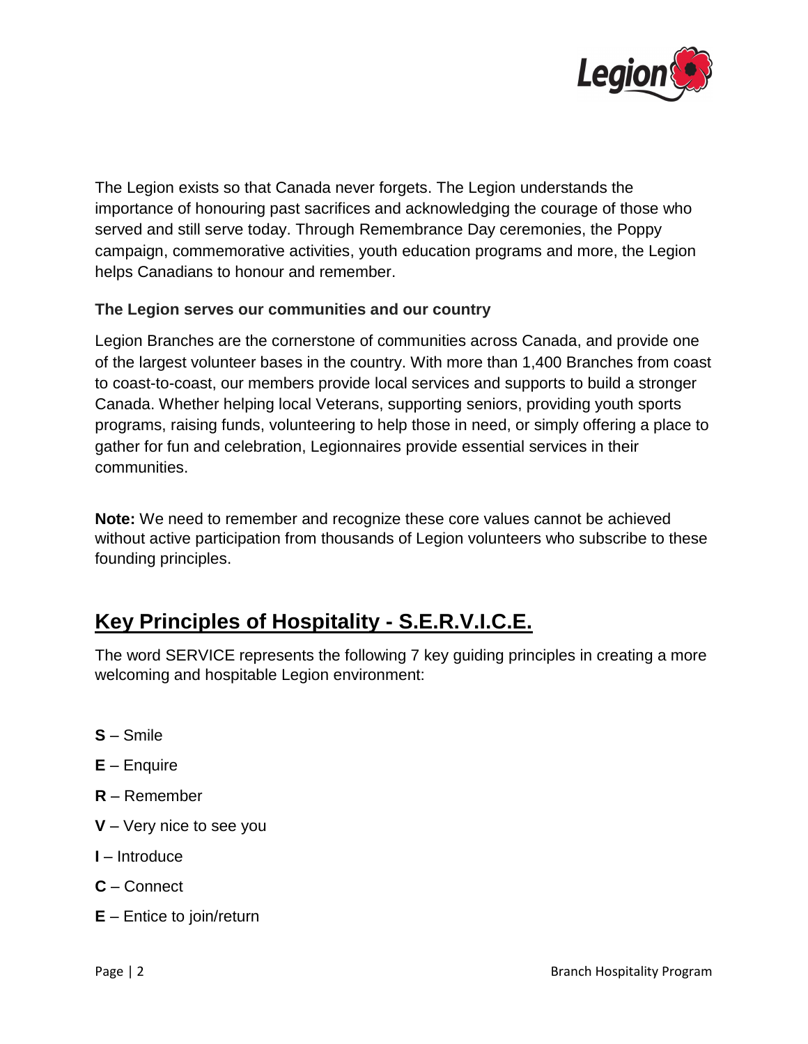The Legion exists so that Canada never forgets. The Legion understands the importance of honouring past sacrifices and acknowledging the courage of those who served and still serve today. Through Remembrance Day ceremonies, the Poppy campaign, commemorative activities, youth education programs and more, the Legion helps Canadians to honour and remember.

**The Legion serves our communities and our country**

Legion Branches are the cornerstone of communities across Canada, and provide one of the largest volunteer bases in the country. With more than 1,400 Branches from coast to coast-to-coast, our members provide local services and supports to build a stronger Canada. Whether helping local Veterans, supporting seniors, providing youth sports programs, raising funds, volunteering to help those in need, or simply offering a place to gather for fun and celebration, Legionnaires provide essential services in their communities.

**Note:** We need to remember and recognize these core values cannot be achieved without active participation from thousands of Legion volunteers who subscribe to these founding principles.

## Key Principles of Hospitality - S.E.R.V.I.C.E.

The word SERVICE represents the following 7 key guiding principles in creating a more welcoming and hospitable Legion environment:

- **S** – Smile
- **E** – Enquire
- **R** – Remember
- **V** – Very nice to see you
- **I** – Introduce
- **C** – Connect
- **E** – Entice to join/return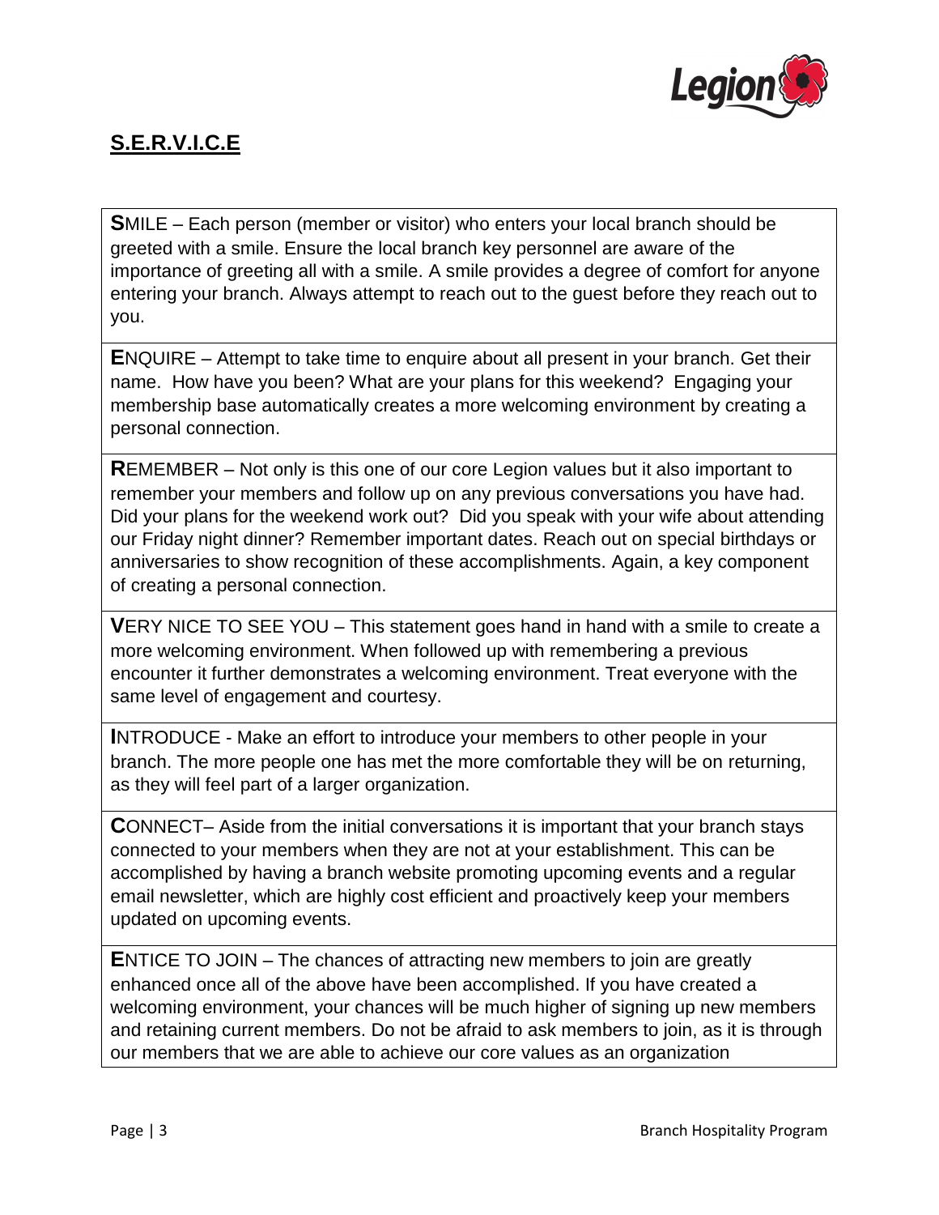## S.E.R.V.I.C.E

**S**MILE – Each person (member or visitor) who enters your local branch should be greeted with a smile. Ensure the local branch key personnel are aware of the importance of greeting all with a smile. A smile provides a degree of comfort for anyone entering your branch. Always attempt to reach out to the guest before they reach out to you.

**E**NQUIRE – Attempt to take time to enquire about all present in your branch. Get their name. How have you been? What are your plans for this weekend? Engaging your membership base automatically creates a more welcoming environment by creating a personal connection.

**R**EMEMBER – Not only is this one of our core Legion values but it also important to remember your members and follow up on any previous conversations you have had. Did your plans for the weekend work out? Did you speak with your wife about attending our Friday night dinner? Remember important dates. Reach out on special birthdays or anniversaries to show recognition of these accomplishments. Again, a key component of creating a personal connection.

**V**ERY NICE TO SEE YOU – This statement goes hand in hand with a smile to create a more welcoming environment. When followed up with remembering a previous encounter it further demonstrates a welcoming environment. Treat everyone with the same level of engagement and courtesy.

**I**NTRODUCE - Make an effort to introduce your members to other people in your branch. The more people one has met the more comfortable they will be on returning, as they will feel part of a larger organization.

**C**ONNECT– Aside from the initial conversations it is important that your branch stays connected to your members when they are not at your establishment. This can be accomplished by having a branch website promoting upcoming events and a regular email newsletter, which are highly cost efficient and proactively keep your members updated on upcoming events.

**E**NTICE TO JOIN – The chances of attracting new members to join are greatly enhanced once all of the above have been accomplished. If you have created a welcoming environment, your chances will be much higher of signing up new members and retaining current members. Do not be afraid to ask members to join, as it is through our members that we are able to achieve our core values as an organization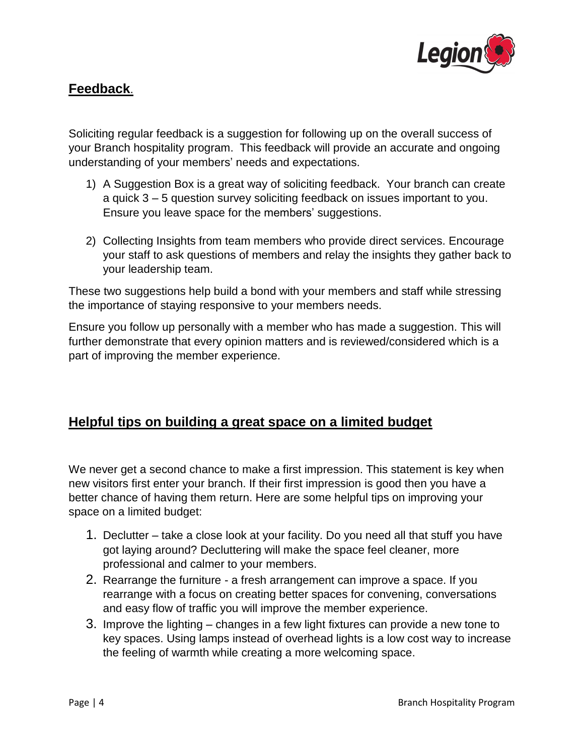## **Feedback**.

Soliciting regular feedback is a suggestion for following up on the overall success of your Branch hospitality program. This feedback will provide an accurate and ongoing understanding of your members' needs and expectations.

1) A Suggestion Box is a great way of soliciting feedback. Your branch can create a quick 3 – 5 question survey soliciting feedback on issues important to you. Ensure you leave space for the members' suggestions.

2) Collecting Insights from team members who provide direct services. Encourage your staff to ask questions of members and relay the insights they gather back to your leadership team.

These two suggestions help build a bond with your members and staff while stressing the importance of staying responsive to your members needs.

Ensure you follow up personally with a member who has made a suggestion. This will further demonstrate that every opinion matters and is reviewed/considered which is a part of improving the member experience.

## **Helpful tips on building a great space on a limited budget**

We never get a second chance to make a first impression. This statement is key when new visitors first enter your branch. If their first impression is good then you have a better chance of having them return. Here are some helpful tips on improving your space on a limited budget:

1. Declutter – take a close look at your facility. Do you need all that stuff you have got laying around? Decluttering will make the space feel cleaner, more professional and calmer to your members.
2. Rearrange the furniture - a fresh arrangement can improve a space. If you rearrange with a focus on creating better spaces for convening, conversations and easy flow of traffic you will improve the member experience.
3. Improve the lighting – changes in a few light fixtures can provide a new tone to key spaces. Using lamps instead of overhead lights is a low cost way to increase the feeling of warmth while creating a more welcoming space.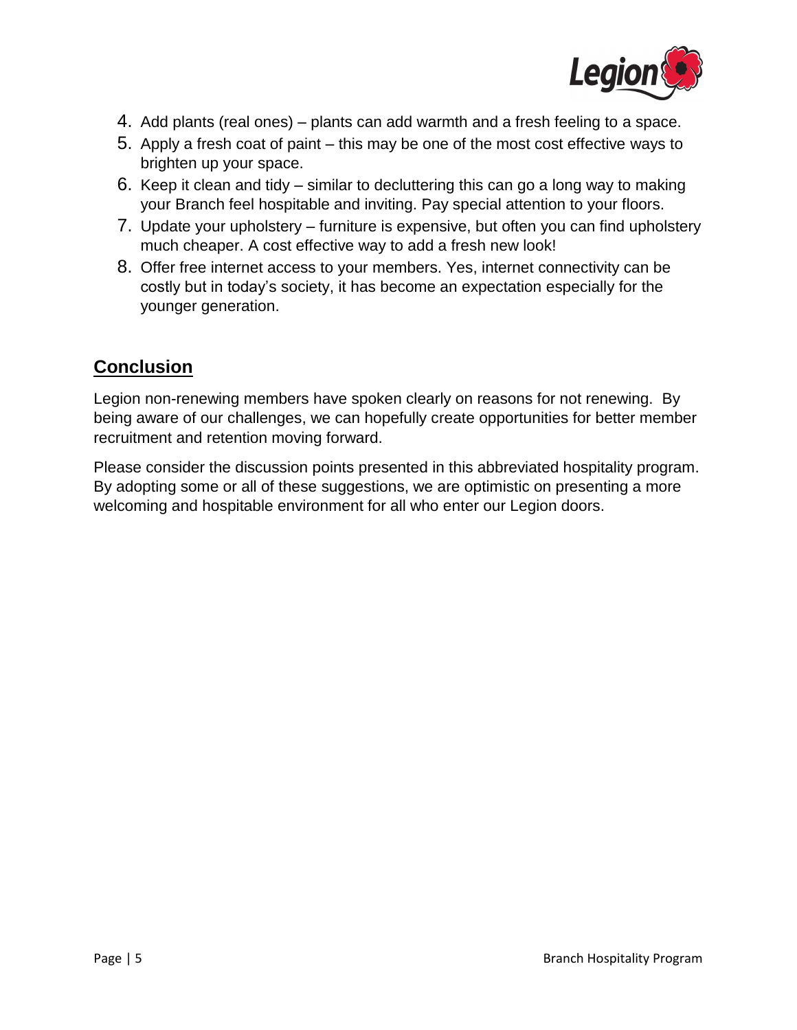4. Add plants (real ones) – plants can add warmth and a fresh feeling to a space.
5. Apply a fresh coat of paint – this may be one of the most cost effective ways to brighten up your space.
6. Keep it clean and tidy – similar to decluttering this can go a long way to making your Branch feel hospitable and inviting. Pay special attention to your floors.
7. Update your upholstery – furniture is expensive, but often you can find upholstery much cheaper. A cost effective way to add a fresh new look!
8. Offer free internet access to your members. Yes, internet connectivity can be costly but in today's society, it has become an expectation especially for the younger generation.

## Conclusion

Legion non-renewing members have spoken clearly on reasons for not renewing. By being aware of our challenges, we can hopefully create opportunities for better member recruitment and retention moving forward.

Please consider the discussion points presented in this abbreviated hospitality program. By adopting some or all of these suggestions, we are optimistic on presenting a more welcoming and hospitable environment for all who enter our Legion doors.